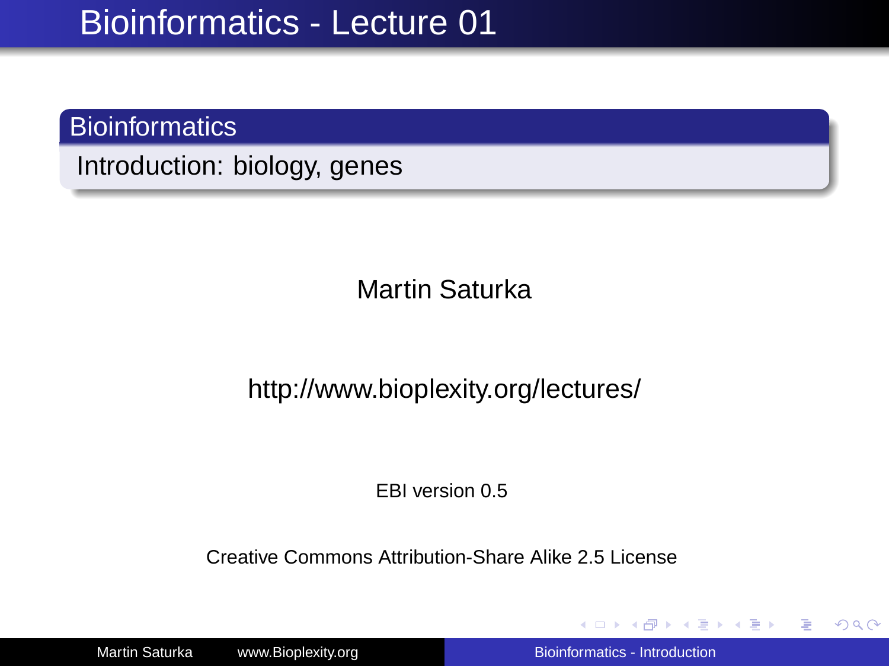# Bioinformatics - Lecture 01

## Bioinformatics

Introduction: biology, genes

Martin Saturka

http://www.bioplexity.org/lectures/

EBI version 0.5

Creative Commons Attribution-Share Alike 2.5 License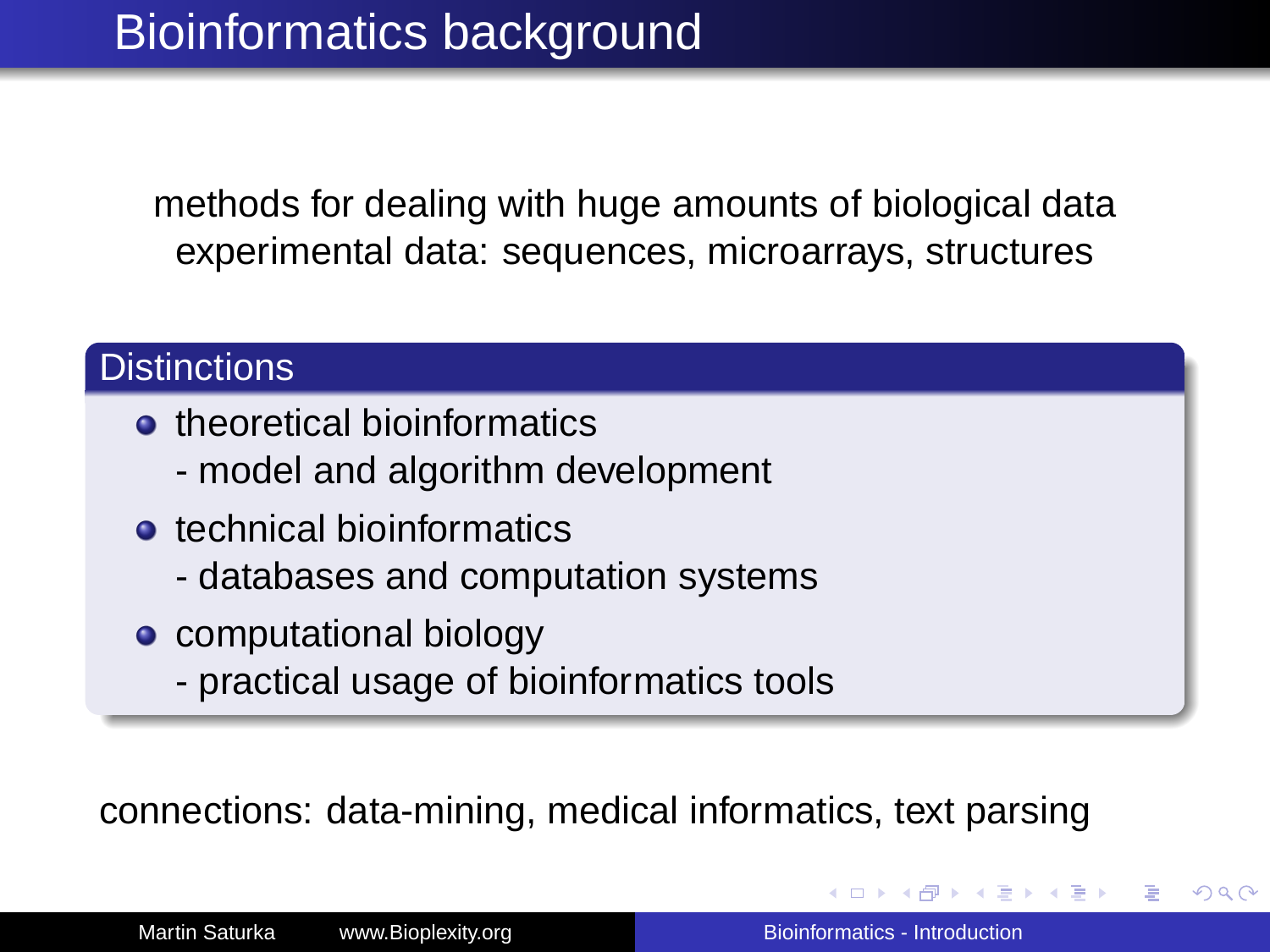# Bioinformatics background

methods for dealing with huge amounts of biological data
experimental data: sequences, microarrays, structures

## Distinctions

- theoretical bioinformatics
  - model and algorithm development
- technical bioinformatics
  - databases and computation systems
- computational biology
  - practical usage of bioinformatics tools

connections: data-mining, medical informatics, text parsing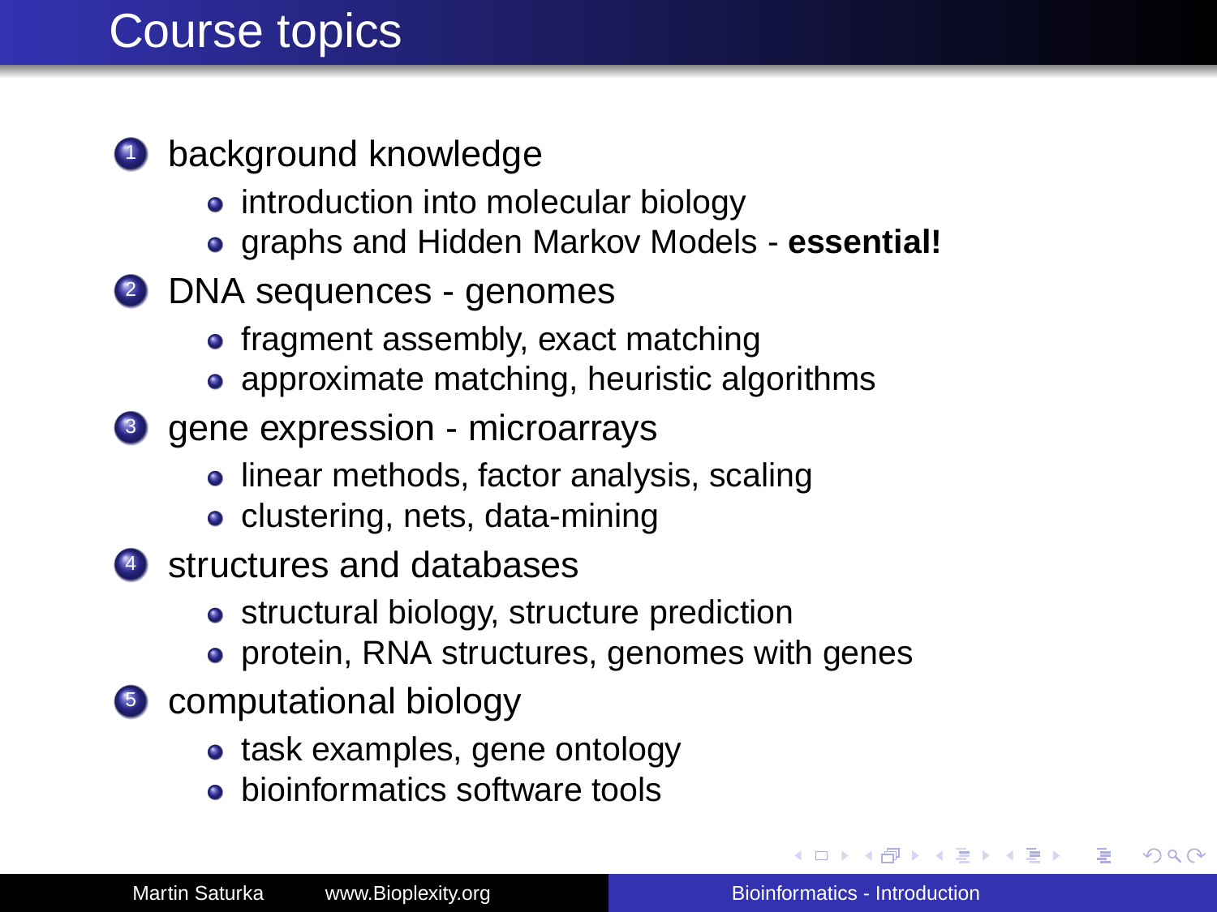# Course topics

1. background knowledge
   - introduction into molecular biology
   - graphs and Hidden Markov Models - **essential!**
2. DNA sequences - genomes
   - fragment assembly, exact matching
   - approximate matching, heuristic algorithms
3. gene expression - microarrays
   - linear methods, factor analysis, scaling
   - clustering, nets, data-mining
4. structures and databases
   - structural biology, structure prediction
   - protein, RNA structures, genomes with genes
5. computational biology
   - task examples, gene ontology
   - bioinformatics software tools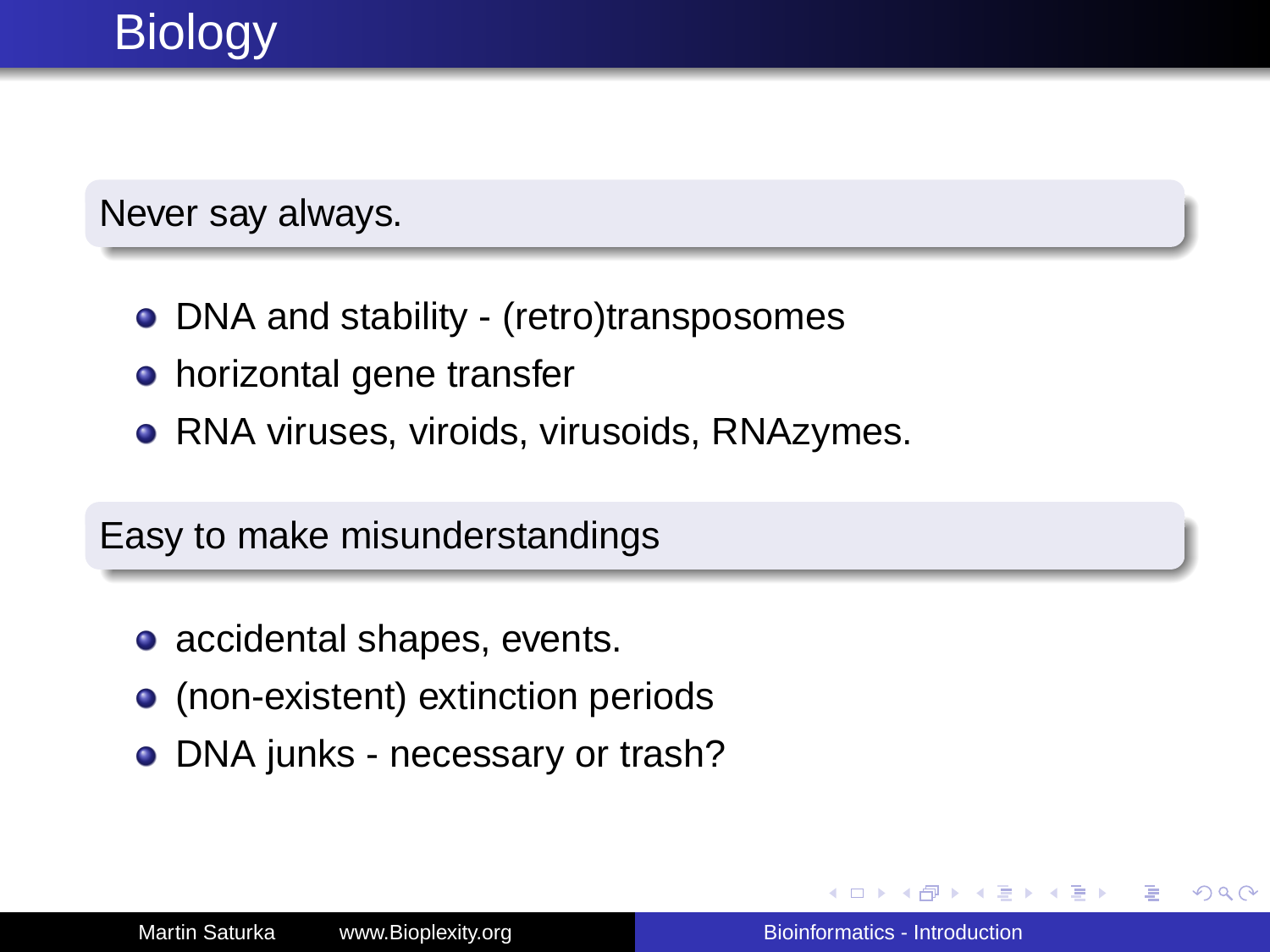# Biology

### Never say always.

- DNA and stability - (retro)transposomes
- horizontal gene transfer
- RNA viruses, viroids, virusoids, RNAzymes.

### Easy to make misunderstandings

- accidental shapes, events.
- (non-existent) extinction periods
- DNA junks - necessary or trash?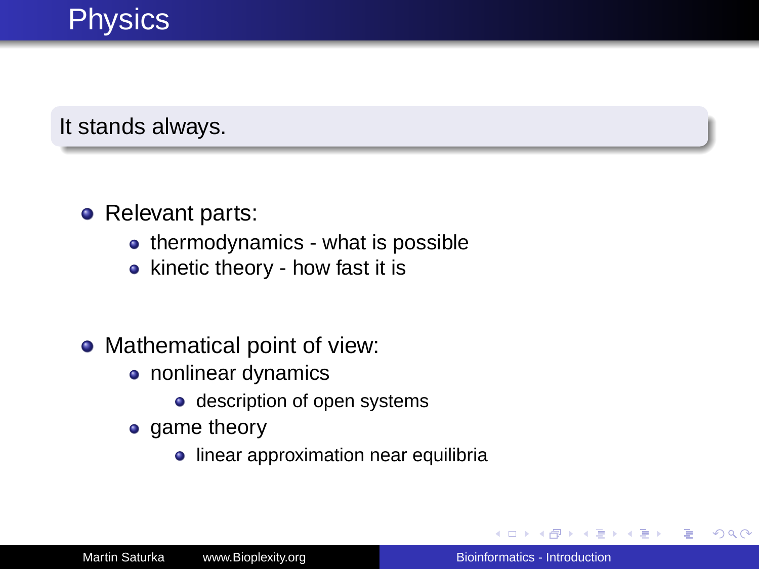# Physics

It stands always.

- Relevant parts:
  - thermodynamics - what is possible
  - kinetic theory - how fast it is

- Mathematical point of view:
  - nonlinear dynamics
    - description of open systems
  - game theory
    - linear approximation near equilibria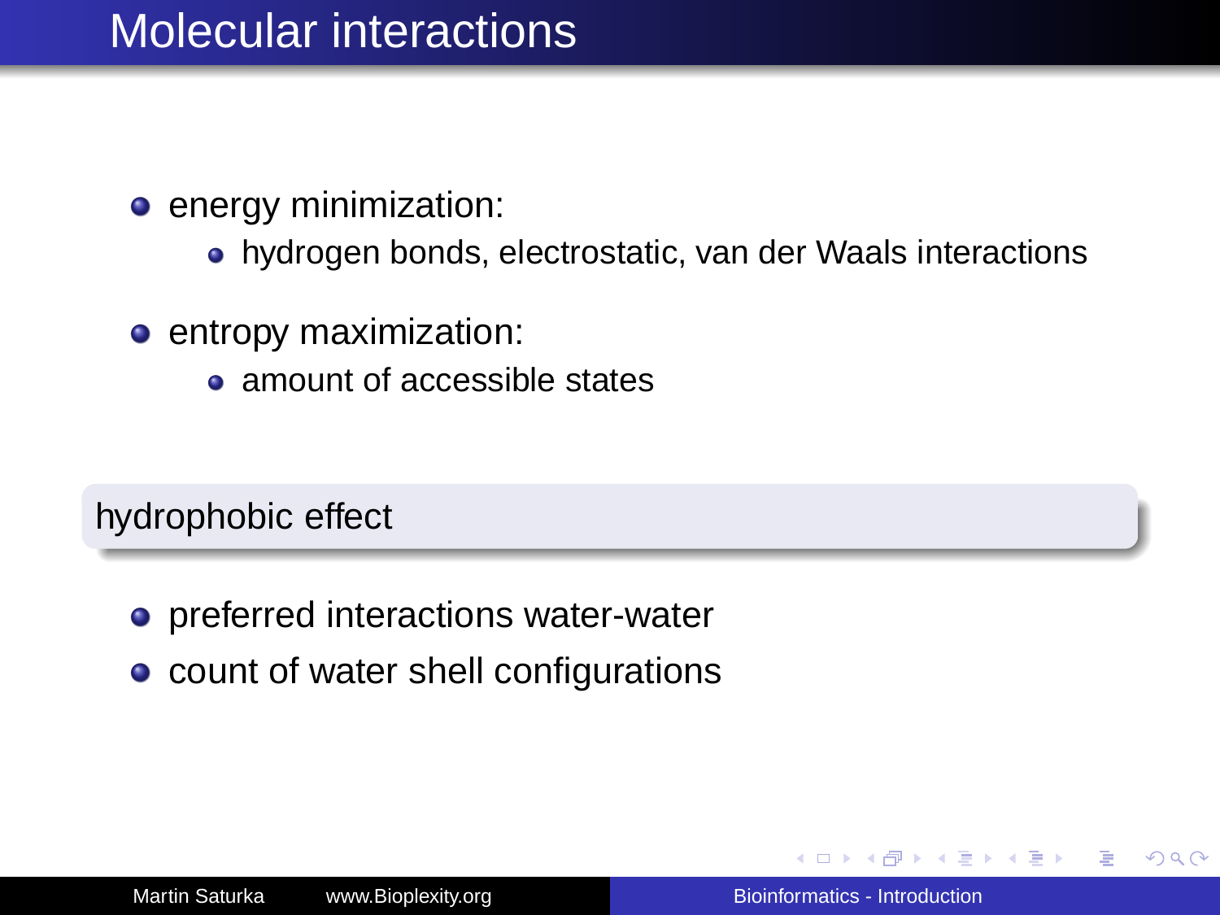# Molecular interactions

- energy minimization:
  - hydrogen bonds, electrostatic, van der Waals interactions
- entropy maximization:
  - amount of accessible states

### hydrophobic effect

- preferred interactions water-water
- count of water shell configurations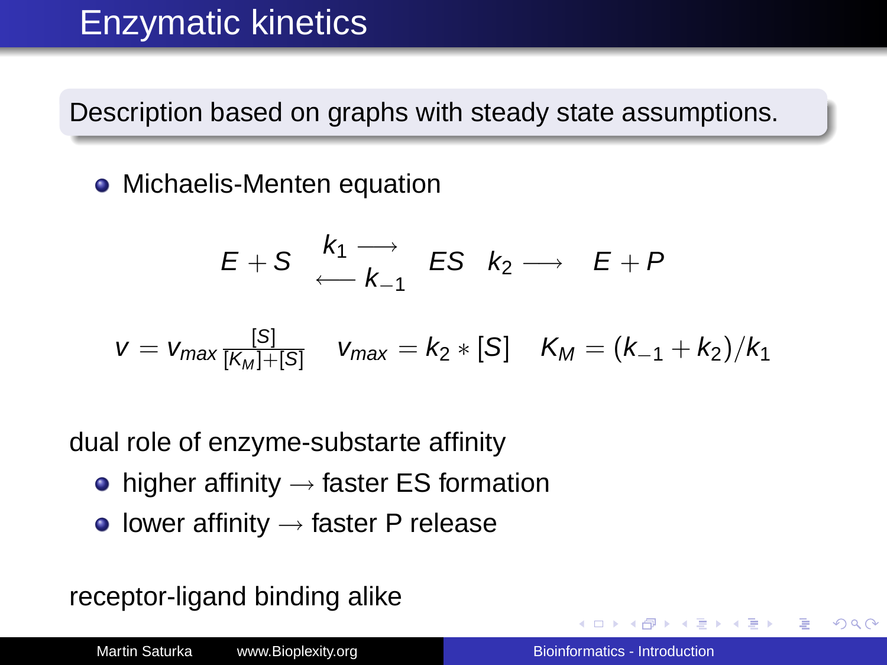# Enzymatic kinetics

Description based on graphs with steady state assumptions.

- Michaelis-Menten equation

$$E + S \underset{\longleftarrow k_{-1}}{\overset{k_1 \longrightarrow}{}} ES \quad k_2 \longrightarrow \quad E + P$$

$$v = v_{max} \frac{[S]}{[K_M]+[S]} \quad v_{max} = k_2 * [S] \quad K_M = (k_{-1} + k_2)/k_1$$

dual role of enzyme-substarte affinity

- higher affinity $\rightarrow$ faster ES formation
- lower affinity $\rightarrow$ faster P release

receptor-ligand binding alike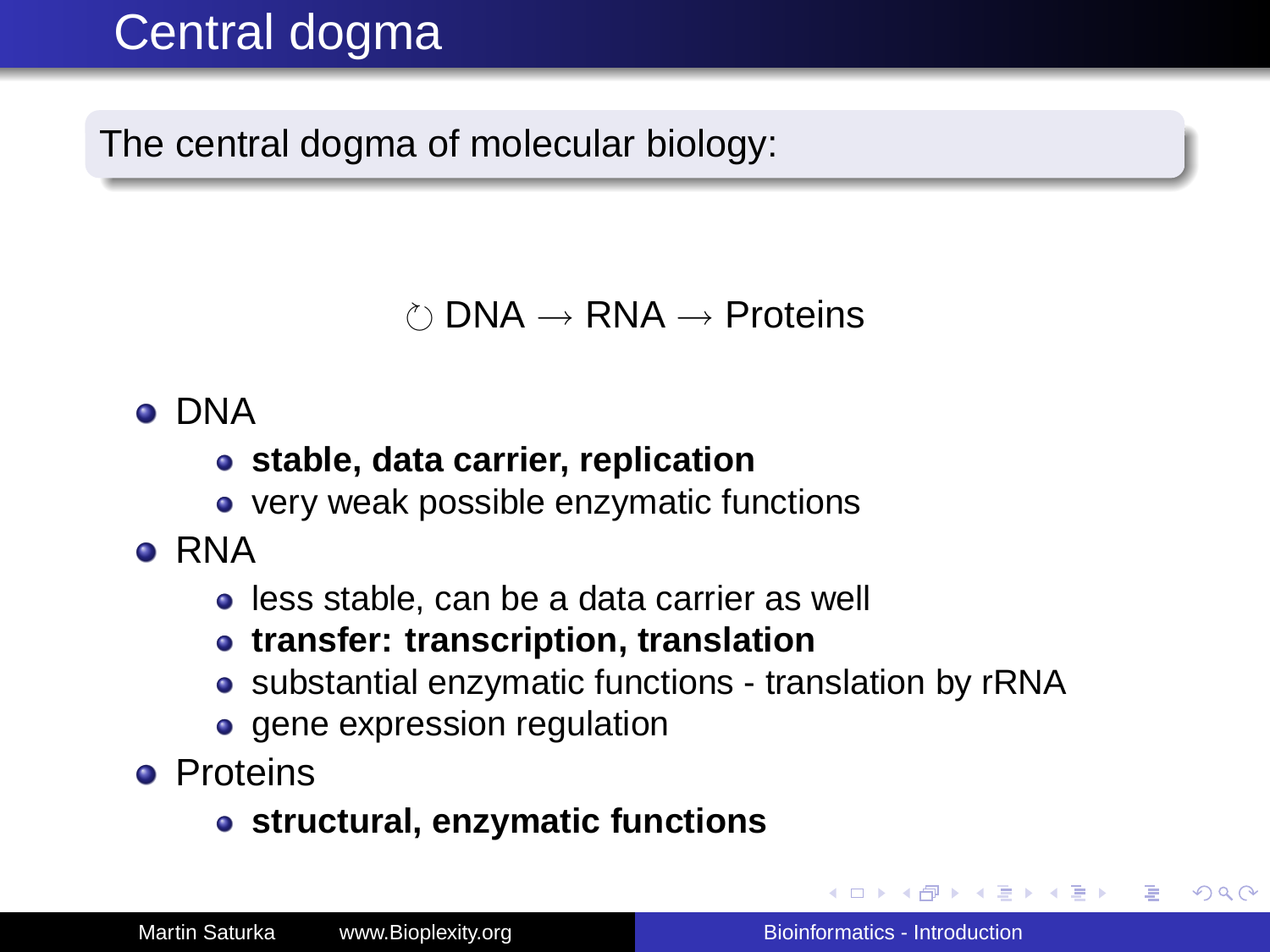# Central dogma

The central dogma of molecular biology:

$$\circlearrowleft \text{DNA} \rightarrow \text{RNA} \rightarrow \text{Proteins}$$

- DNA
  - **stable, data carrier, replication**
  - very weak possible enzymatic functions
- RNA
  - less stable, can be a data carrier as well
  - **transfer: transcription, translation**
  - substantial enzymatic functions - translation by rRNA
  - gene expression regulation
- Proteins
  - **structural, enzymatic functions**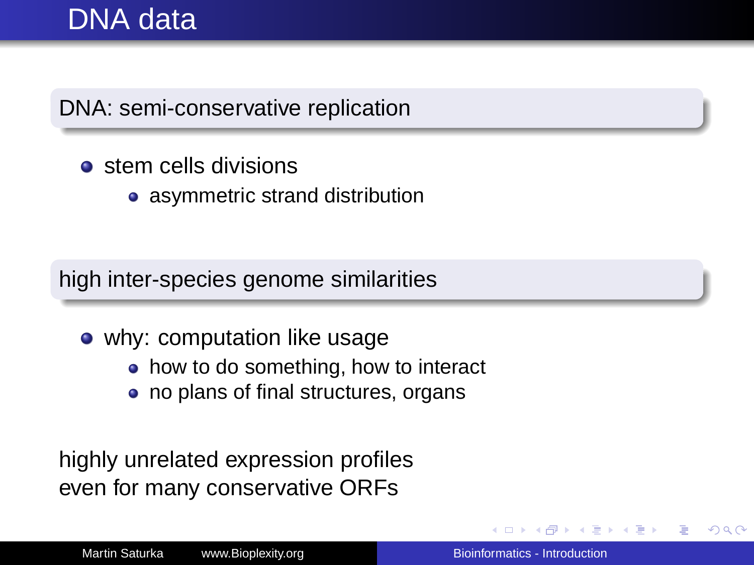# DNA data

### DNA: semi-conservative replication

- stem cells divisions
  - asymmetric strand distribution

### high inter-species genome similarities

- why: computation like usage
  - how to do something, how to interact
  - no plans of final structures, organs

highly unrelated expression profiles
even for many conservative ORFs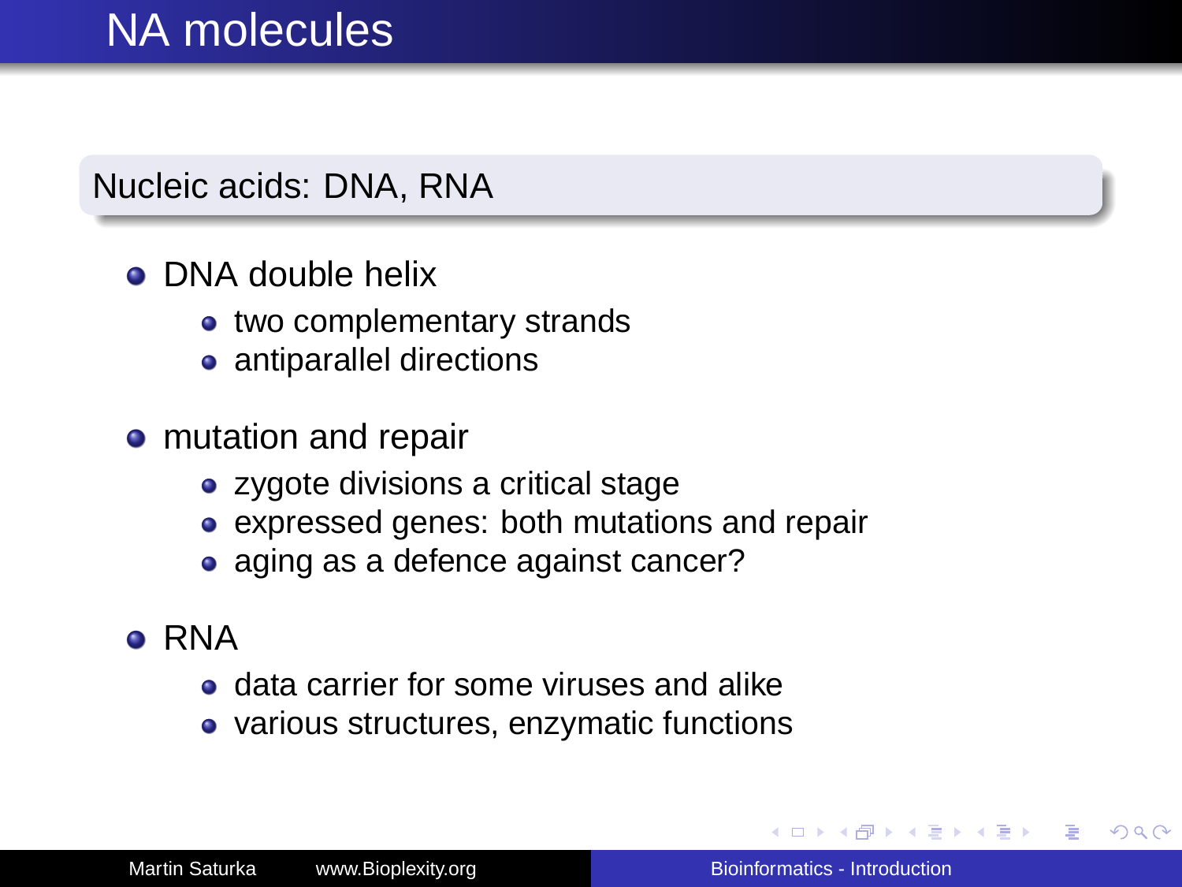# NA molecules

## Nucleic acids: DNA, RNA

- DNA double helix
  - two complementary strands
  - antiparallel directions
- mutation and repair
  - zygote divisions a critical stage
  - expressed genes: both mutations and repair
  - aging as a defence against cancer?
- RNA
  - data carrier for some viruses and alike
  - various structures, enzymatic functions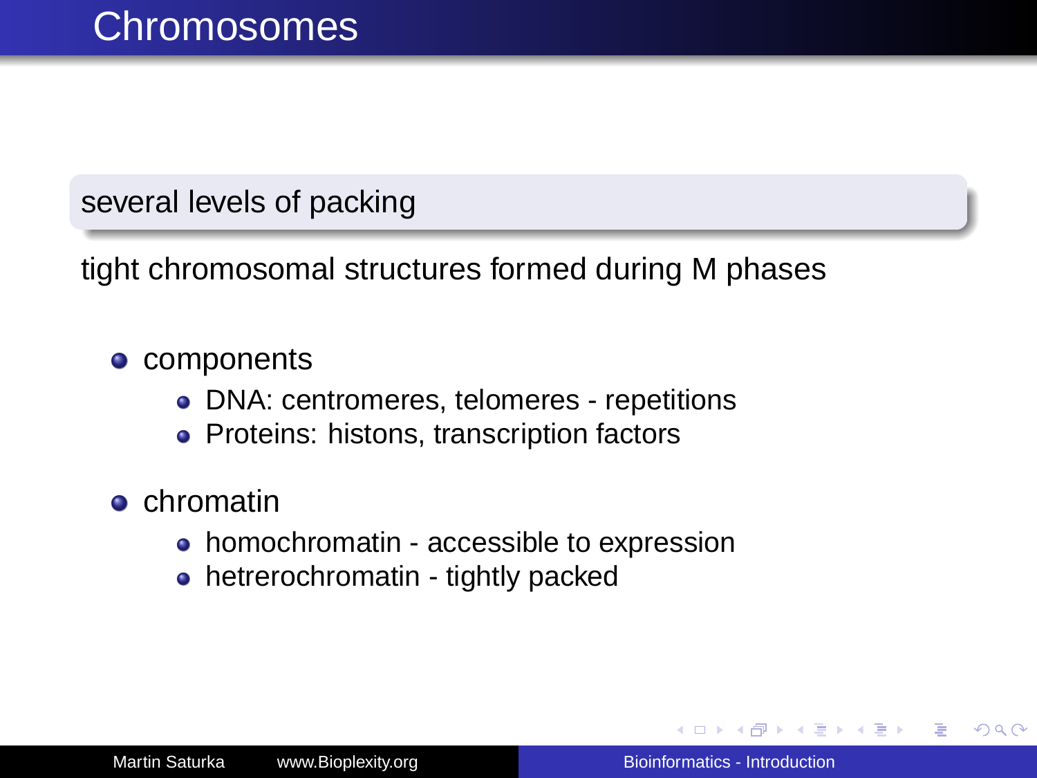# Chromosomes

**several levels of packing**

tight chromosomal structures formed during M phases

- components
  - DNA: centromeres, telomeres - repetitions
  - Proteins: histons, transcription factors
- chromatin
  - homochromatin - accessible to expression
  - hetrerochromatin - tightly packed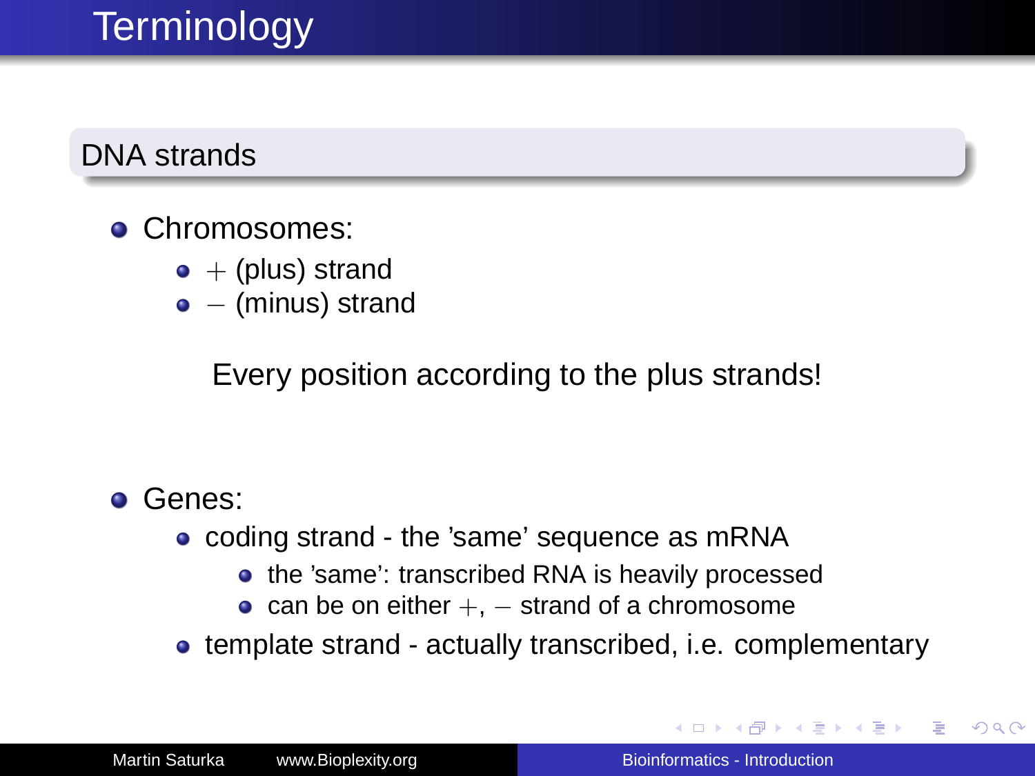# Terminology

## DNA strands

- Chromosomes:
  - $+$ (plus) strand
  - $-$ (minus) strand

  Every position according to the plus strands!

- Genes:
  - coding strand - the 'same' sequence as mRNA
    - the 'same': transcribed RNA is heavily processed
    - can be on either $+$, $-$ strand of a chromosome
  - template strand - actually transcribed, i.e. complementary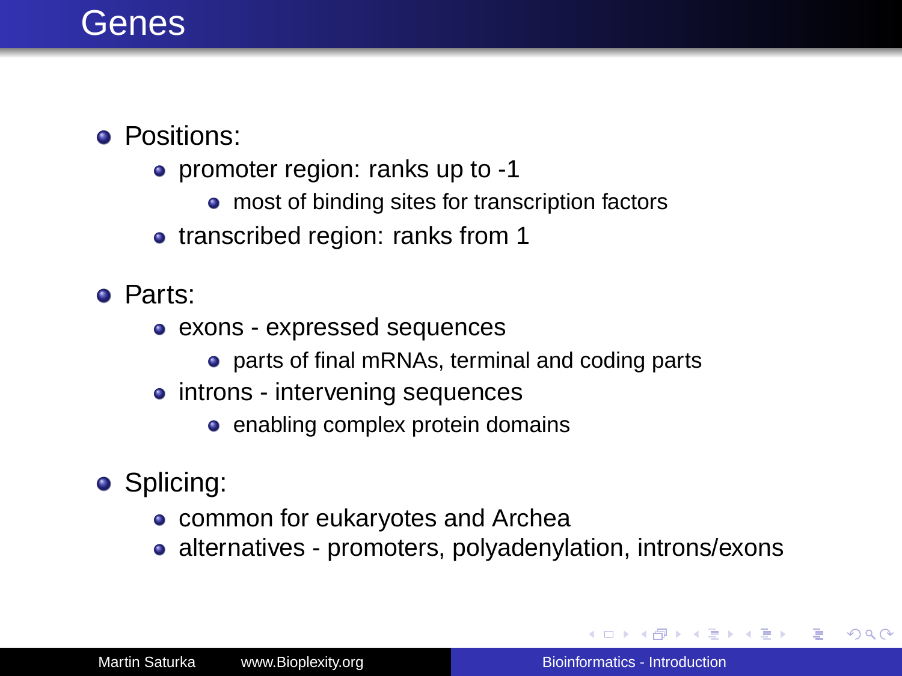# Genes

- Positions:
  - promoter region: ranks up to -1
    - most of binding sites for transcription factors
  - transcribed region: ranks from 1
- Parts:
  - exons - expressed sequences
    - parts of final mRNAs, terminal and coding parts
  - introns - intervening sequences
    - enabling complex protein domains
- Splicing:
  - common for eukaryotes and Archea
  - alternatives - promoters, polyadenylation, introns/exons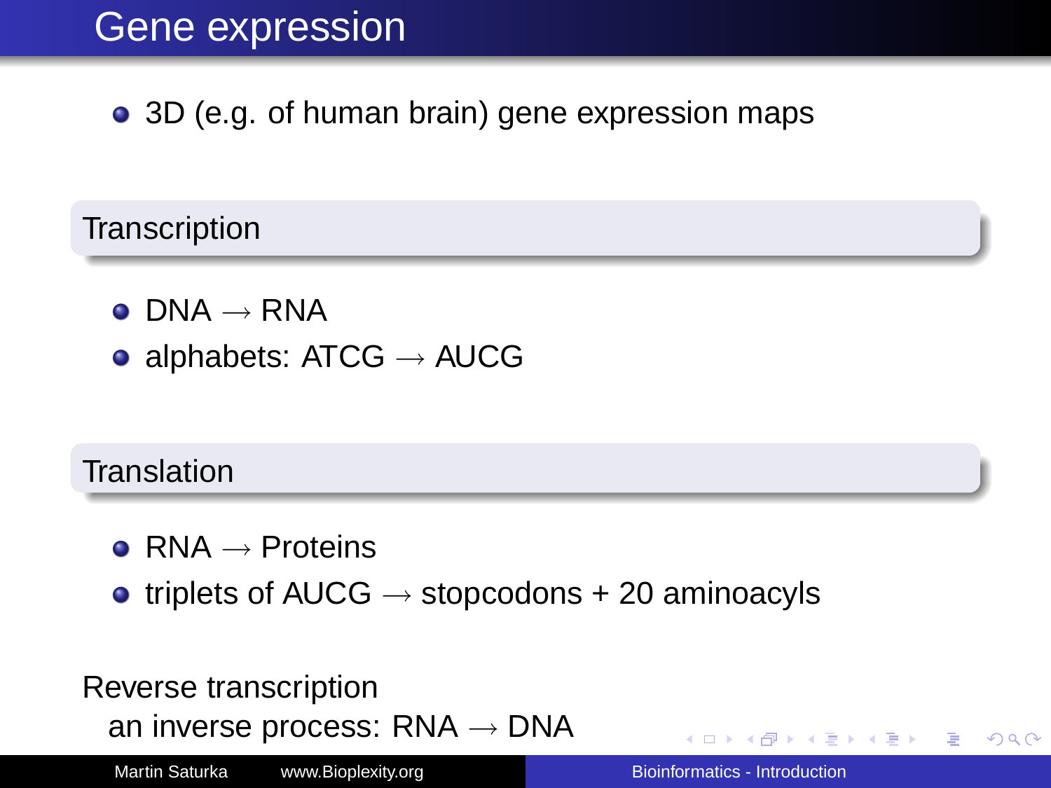# Gene expression

- 3D (e.g. of human brain) gene expression maps

### Transcription

- DNA → RNA
- alphabets: ATCG → AUCG

### Translation

- RNA → Proteins
- triplets of AUCG → stopcodons + 20 aminoacyls

Reverse transcription

an inverse process: RNA → DNA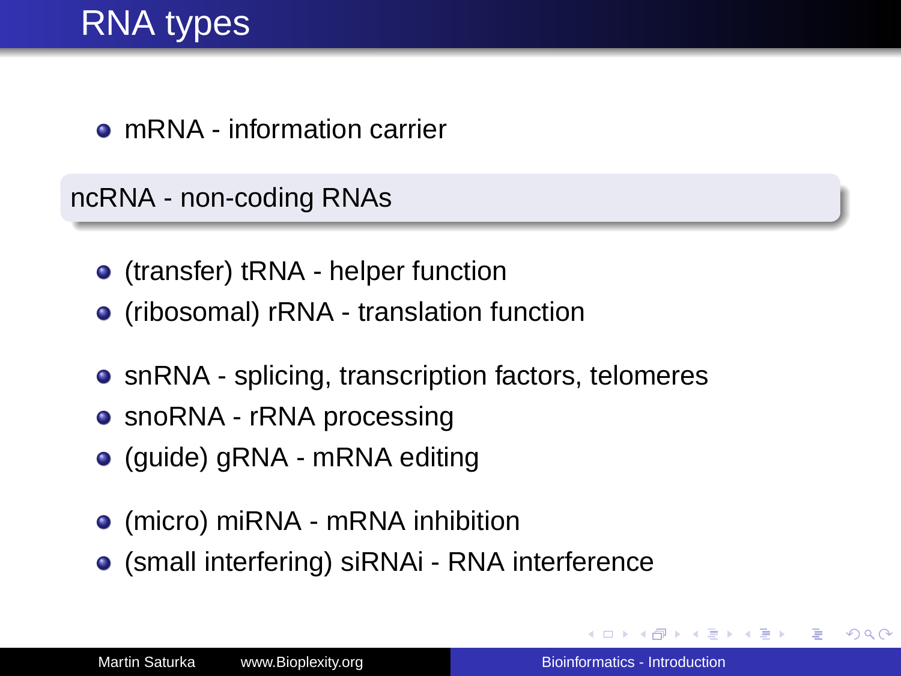# RNA types

- mRNA - information carrier

## ncRNA - non-coding RNAs

- (transfer) tRNA - helper function
- (ribosomal) rRNA - translation function

- snRNA - splicing, transcription factors, telomeres
- snoRNA - rRNA processing
- (guide) gRNA - mRNA editing

- (micro) miRNA - mRNA inhibition
- (small interfering) siRNAi - RNA interference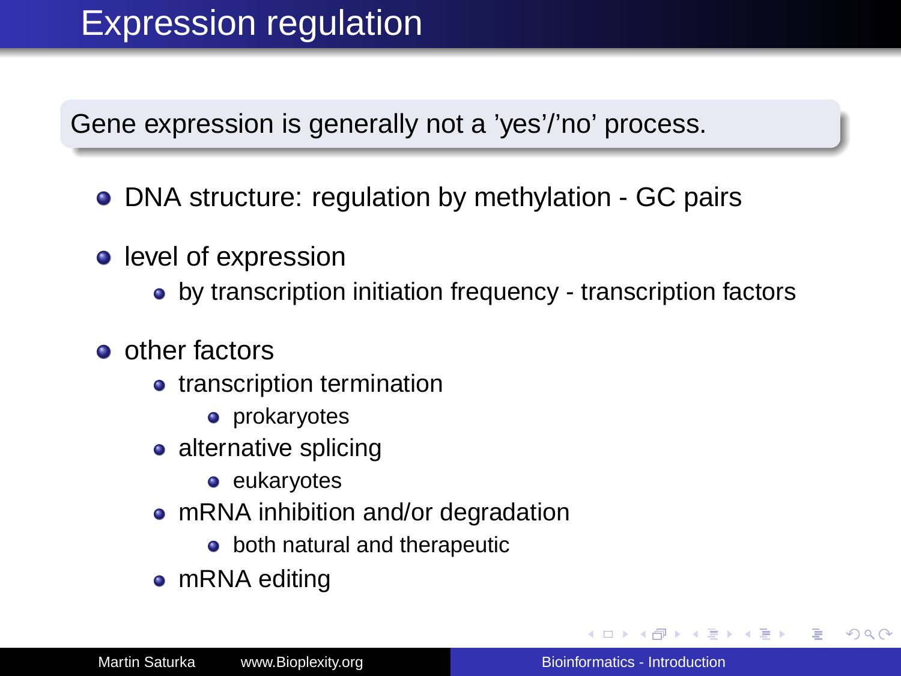# Expression regulation

Gene expression is generally not a 'yes'/'no' process.

- DNA structure: regulation by methylation - GC pairs
- level of expression
  - by transcription initiation frequency - transcription factors
- other factors
  - transcription termination
    - prokaryotes
  - alternative splicing
    - eukaryotes
  - mRNA inhibition and/or degradation
    - both natural and therapeutic
  - mRNA editing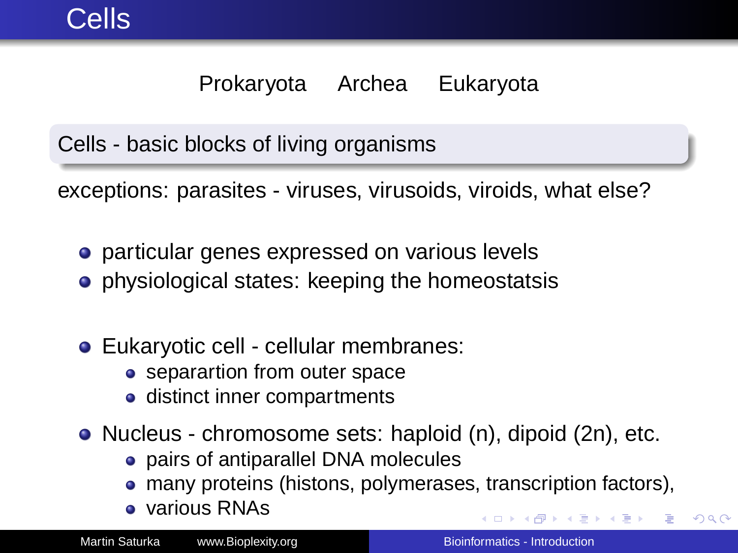# Cells

Prokaryota Archea Eukaryota

**Cells - basic blocks of living organisms**

exceptions: parasites - viruses, virusoids, viroids, what else?

- particular genes expressed on various levels
- physiological states: keeping the homeostatsis

- Eukaryotic cell - cellular membranes:
  - separartion from outer space
  - distinct inner compartments
- Nucleus - chromosome sets: haploid (n), dipoid (2n), etc.
  - pairs of antiparallel DNA molecules
  - many proteins (histons, polymerases, transcription factors),
  - various RNAs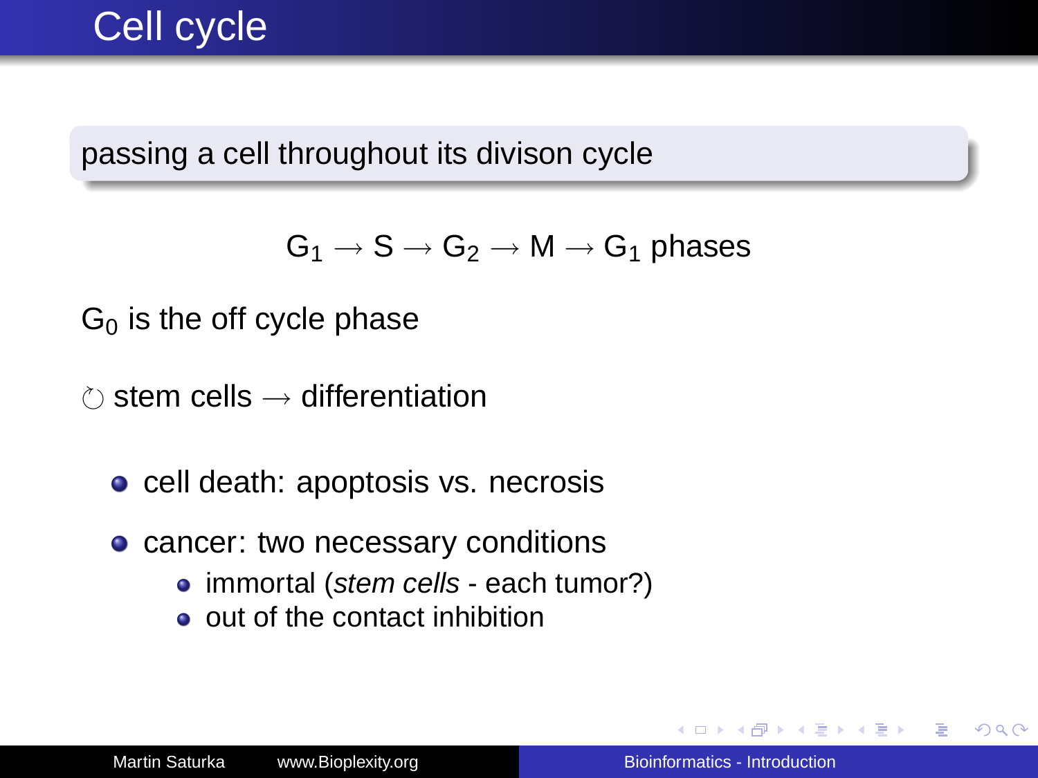# Cell cycle

passing a cell throughout its divison cycle

$$G_1 \rightarrow S \rightarrow G_2 \rightarrow M \rightarrow G_1 \text{ phases}$$

$G_0$ is the off cycle phase

$\circlearrowright$ stem cells $\rightarrow$ differentiation

- cell death: apoptosis vs. necrosis
- cancer: two necessary conditions
  - immortal (*stem cells* - each tumor?)
  - out of the contact inhibition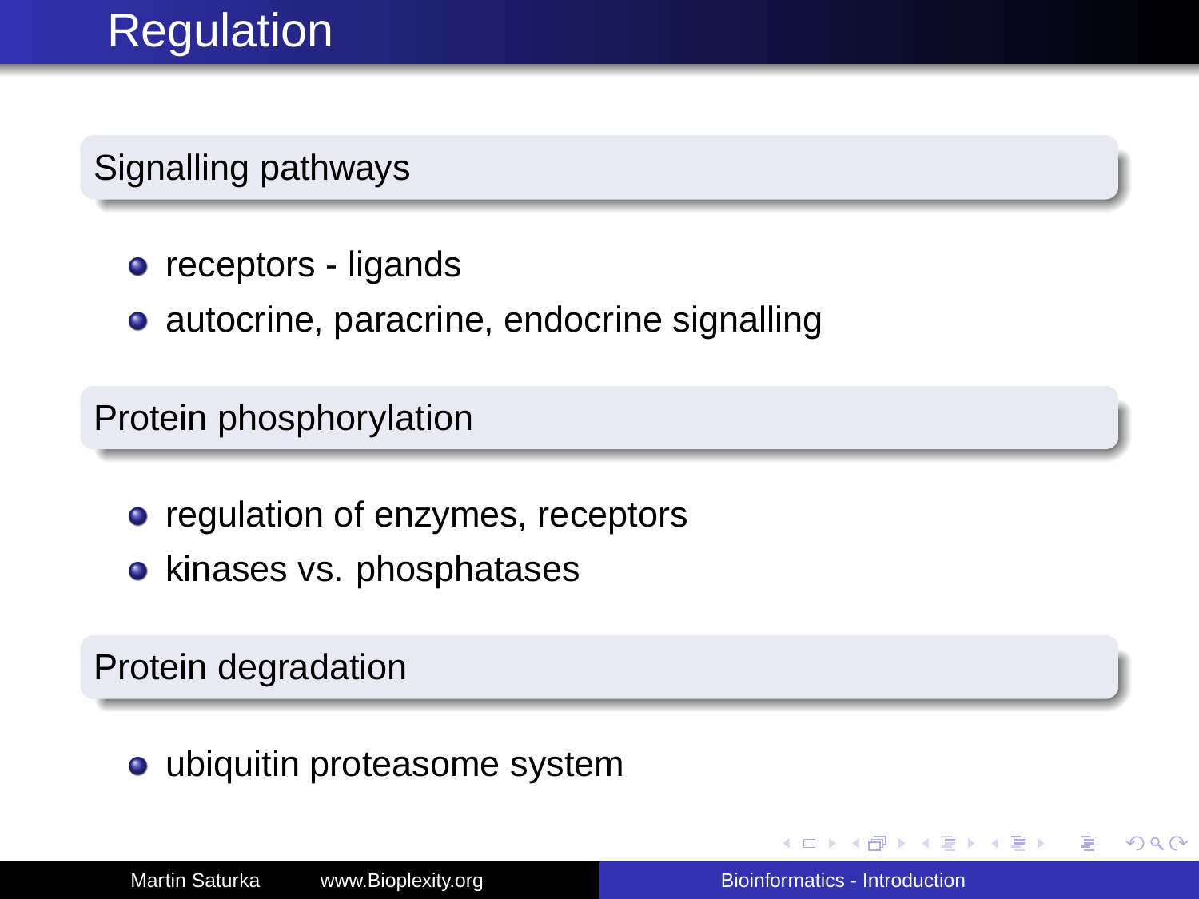# Regulation

### Signalling pathways

- receptors - ligands
- autocrine, paracrine, endocrine signalling

### Protein phosphorylation

- regulation of enzymes, receptors
- kinases vs. phosphatases

### Protein degradation

- ubiquitin proteasome system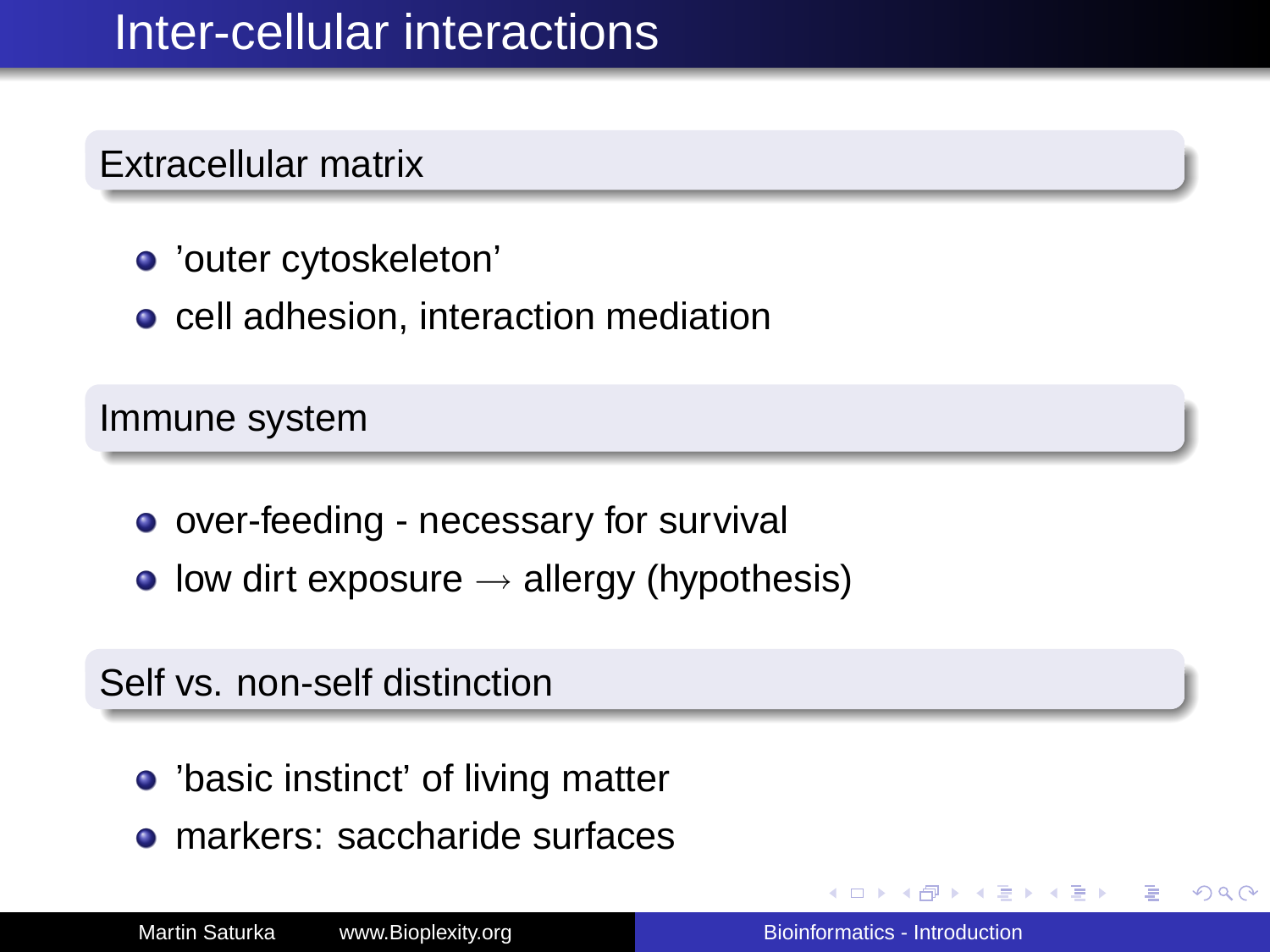# Inter-cellular interactions

## Extracellular matrix

- ’outer cytoskeleton’
- cell adhesion, interaction mediation

## Immune system

- over-feeding - necessary for survival
- low dirt exposure $\rightarrow$ allergy (hypothesis)

## Self vs. non-self distinction

- ’basic instinct’ of living matter
- markers: saccharide surfaces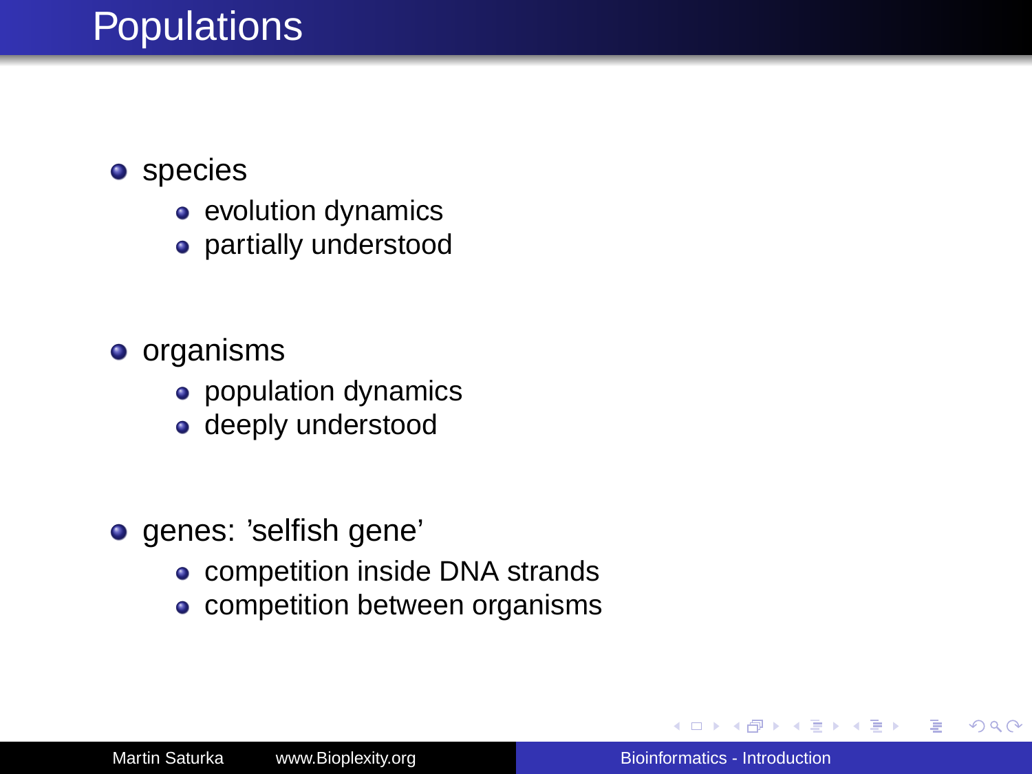# Populations

- species
  - evolution dynamics
  - partially understood
- organisms
  - population dynamics
  - deeply understood
- genes: 'selfish gene'
  - competition inside DNA strands
  - competition between organisms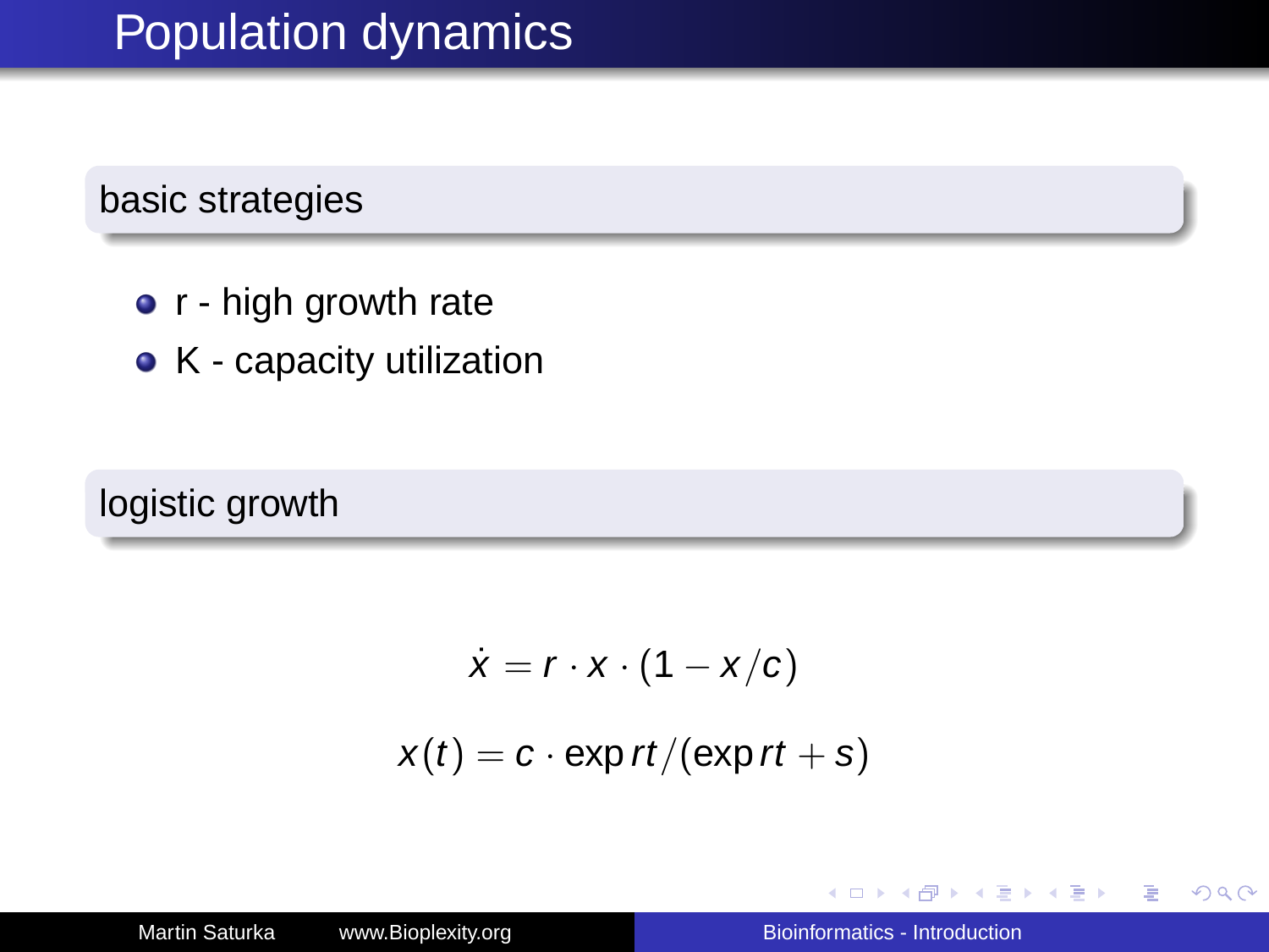# Population dynamics

## basic strategies

- r - high growth rate
- K - capacity utilization

## logistic growth

$$\dot{x} = r \cdot x \cdot (1 - x/c)$$

$$x(t) = c \cdot \exp rt/(\exp rt + s)$$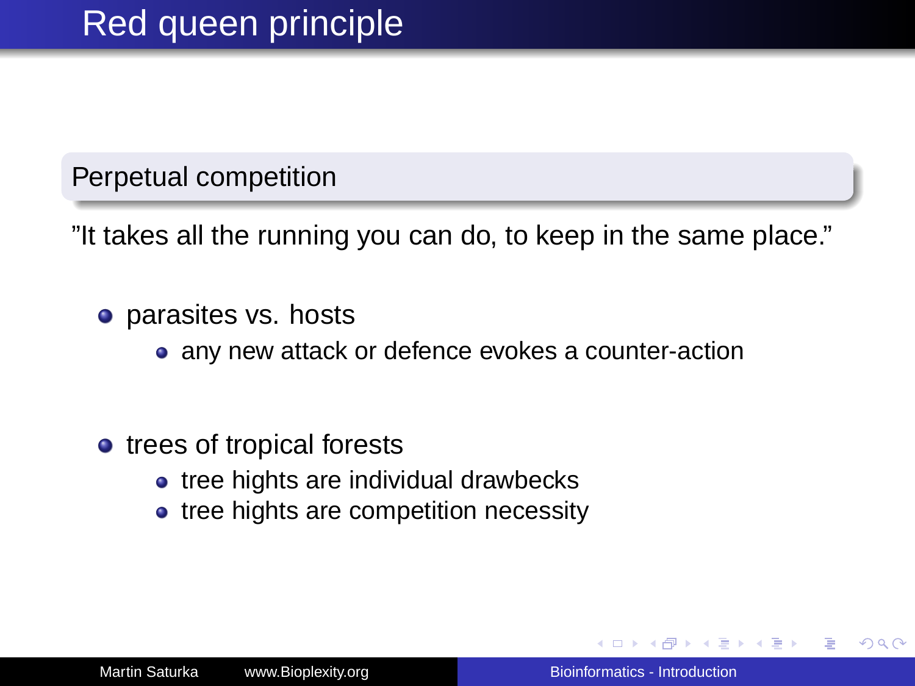# Red queen principle

## Perpetual competition

"It takes all the running you can do, to keep in the same place."

- parasites vs. hosts
  - any new attack or defence evokes a counter-action

- trees of tropical forests
  - tree hights are individual drawbecks
  - tree hights are competition necessity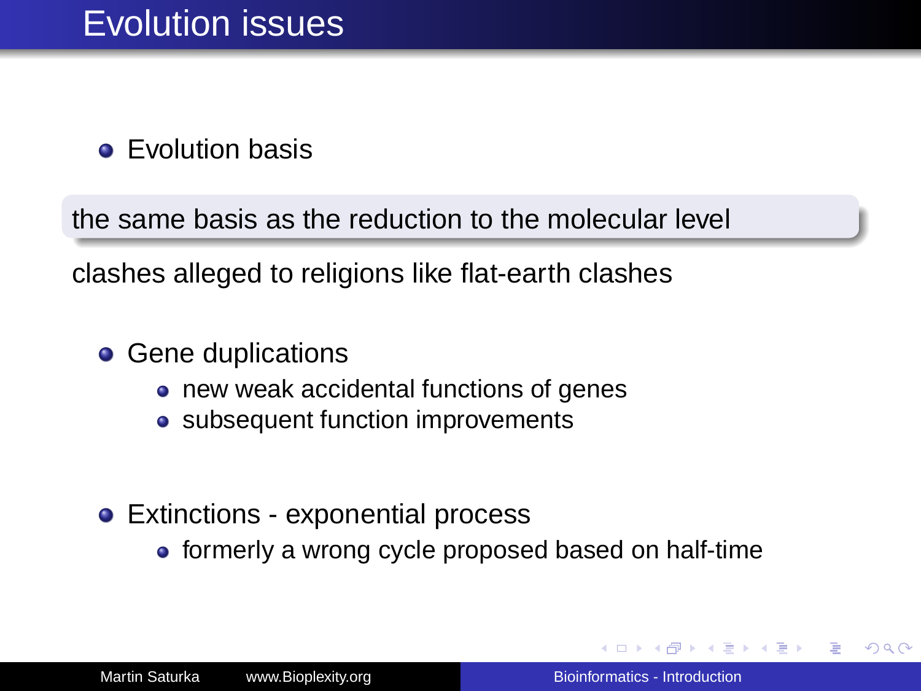# Evolution issues

- Evolution basis

the same basis as the reduction to the molecular level

clashes alleged to religions like flat-earth clashes

- Gene duplications
  - new weak accidental functions of genes
  - subsequent function improvements

- Extinctions - exponential process
  - formerly a wrong cycle proposed based on half-time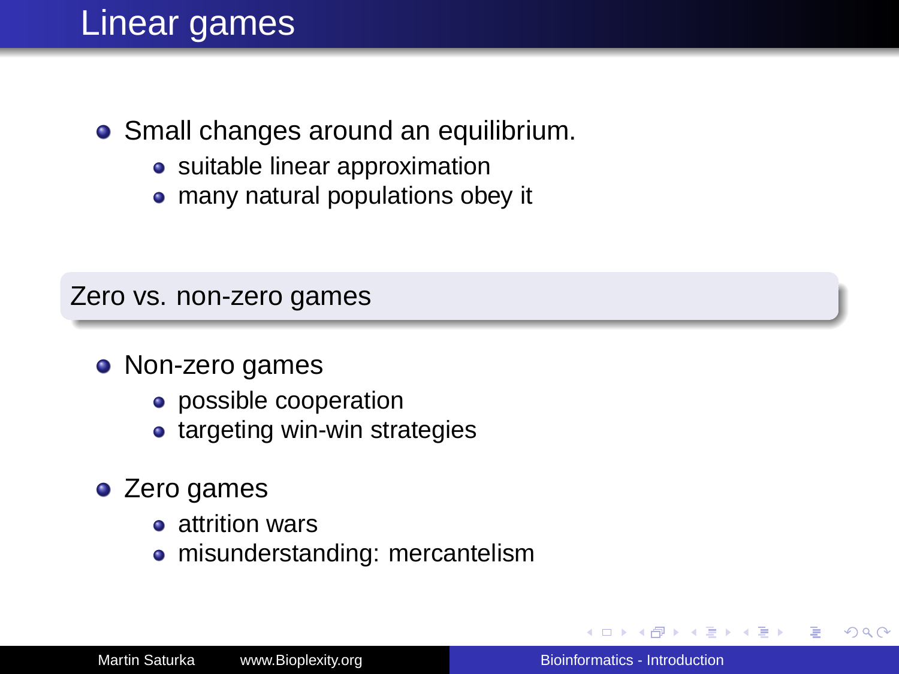# Linear games

- Small changes around an equilibrium.
  - suitable linear approximation
  - many natural populations obey it

## Zero vs. non-zero games

- Non-zero games
  - possible cooperation
  - targeting win-win strategies
- Zero games
  - attrition wars
  - misunderstanding: mercantelism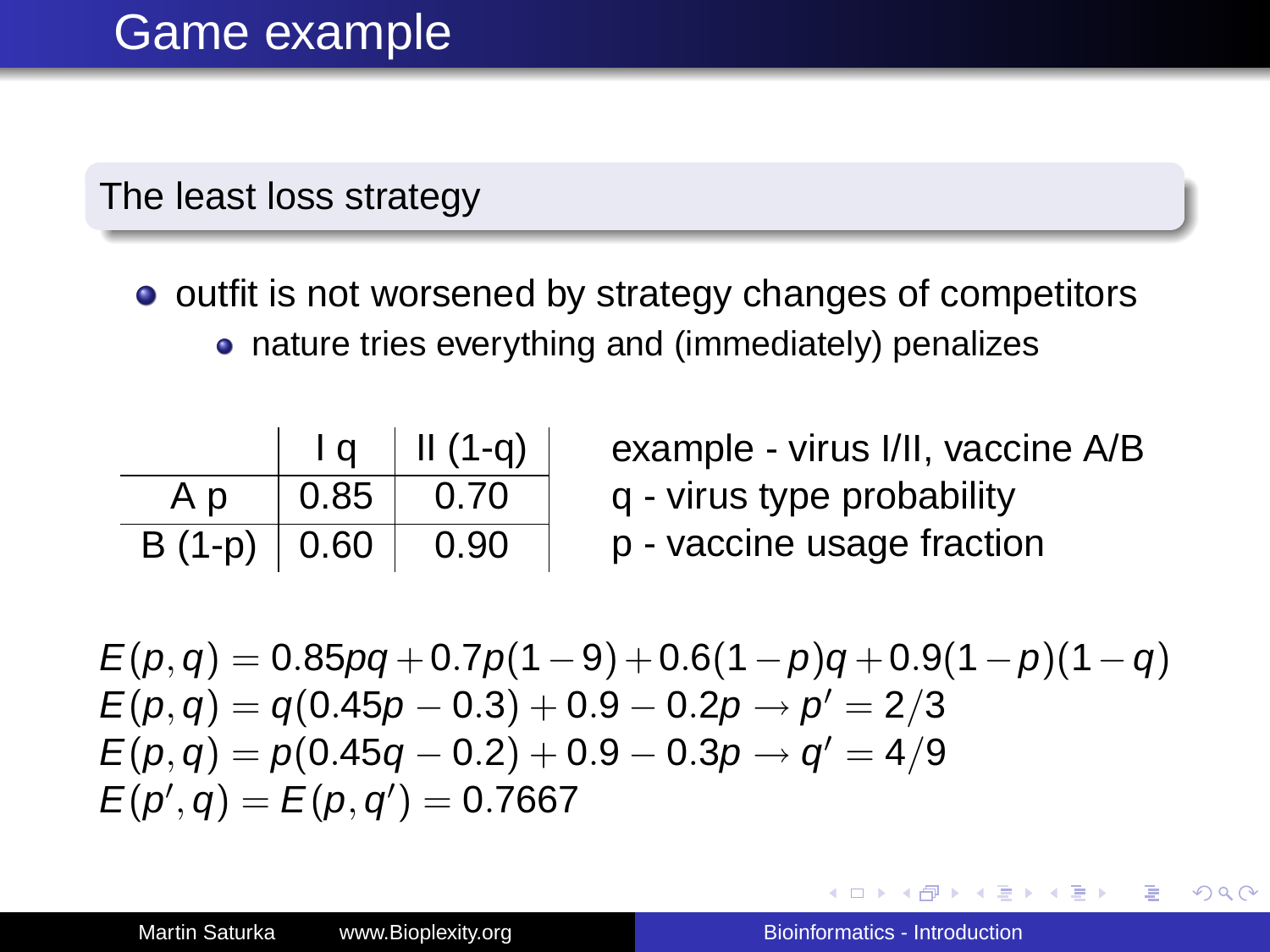# Game example

## The least loss strategy

- outfit is not worsened by strategy changes of competitors
  - nature tries everything and (immediately) penalizes

| | I q | II (1-q) |
|---|---|---|
| A p | 0.85 | 0.70 |
| B (1-p) | 0.60 | 0.90 |

example - virus I/II, vaccine A/B
q - virus type probability
p - vaccine usage fraction

$$E(p,q) = 0.85pq + 0.7p(1-9) + 0.6(1-p)q + 0.9(1-p)(1-q)$$
$$E(p,q) = q(0.45p - 0.3) + 0.9 - 0.2p \rightarrow p' = 2/3$$
$$E(p,q) = p(0.45q - 0.2) + 0.9 - 0.3p \rightarrow q' = 4/9$$
$$E(p',q) = E(p,q') = 0.7667$$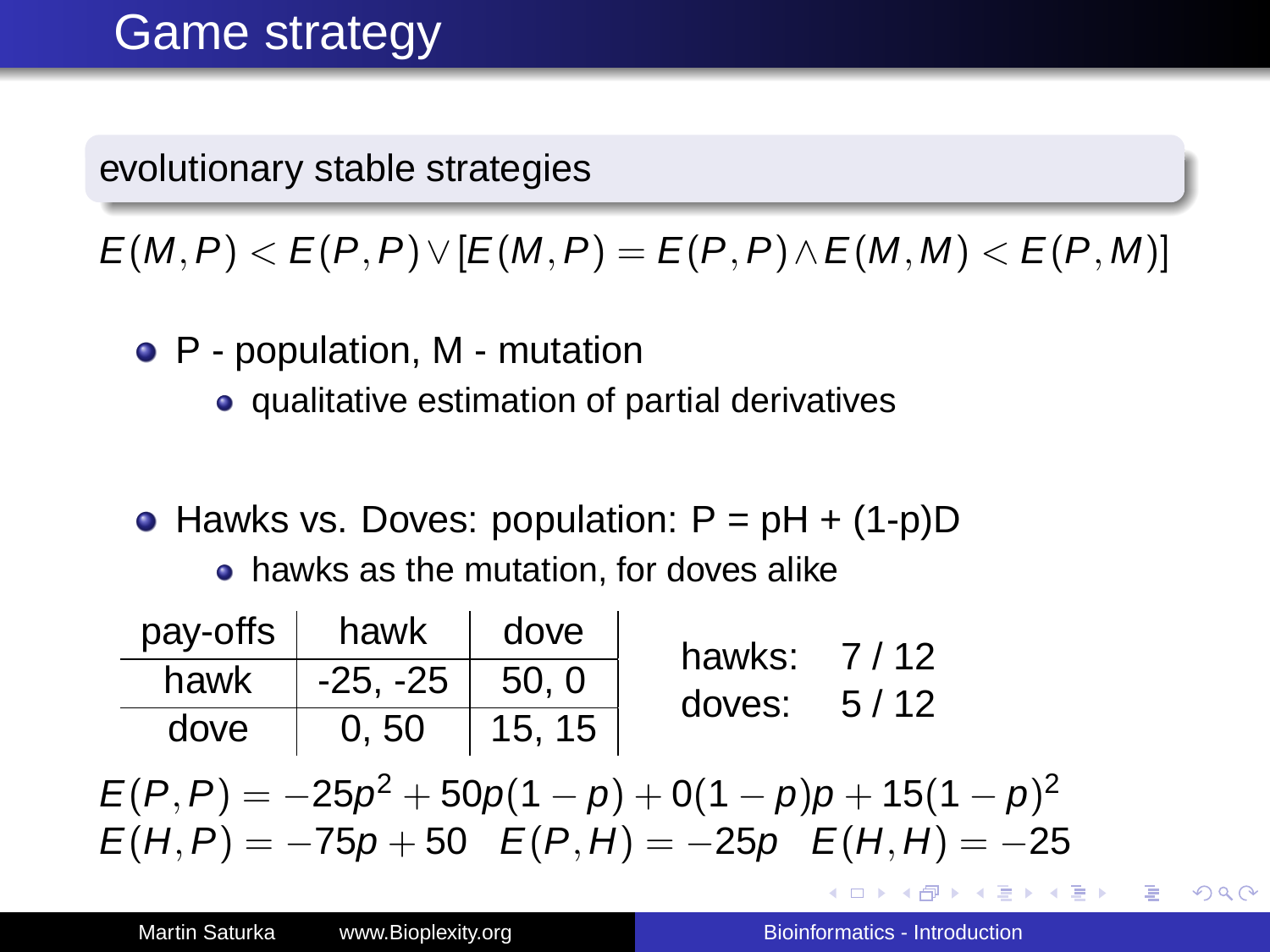# Game strategy

## evolutionary stable strategies

$$E(M,P) < E(P,P) \vee [E(M,P) = E(P,P) \wedge E(M,M) < E(P,M)]$$

- P - population, M - mutation
  - qualitative estimation of partial derivatives

- Hawks vs. Doves: population: P = pH + (1-p)D
  - hawks as the mutation, for doves alike

| pay-offs | hawk | dove |
|---|---|---|
| hawk | -25, -25 | 50, 0 |
| dove | 0, 50 | 15, 15 |

hawks: 7 / 12
doves: 5 / 12

$$E(P,P) = -25p^2 + 50p(1-p) + 0(1-p)p + 15(1-p)^2$$

$$E(H,P) = -75p + 50 \quad E(P,H) = -25p \quad E(H,H) = -25$$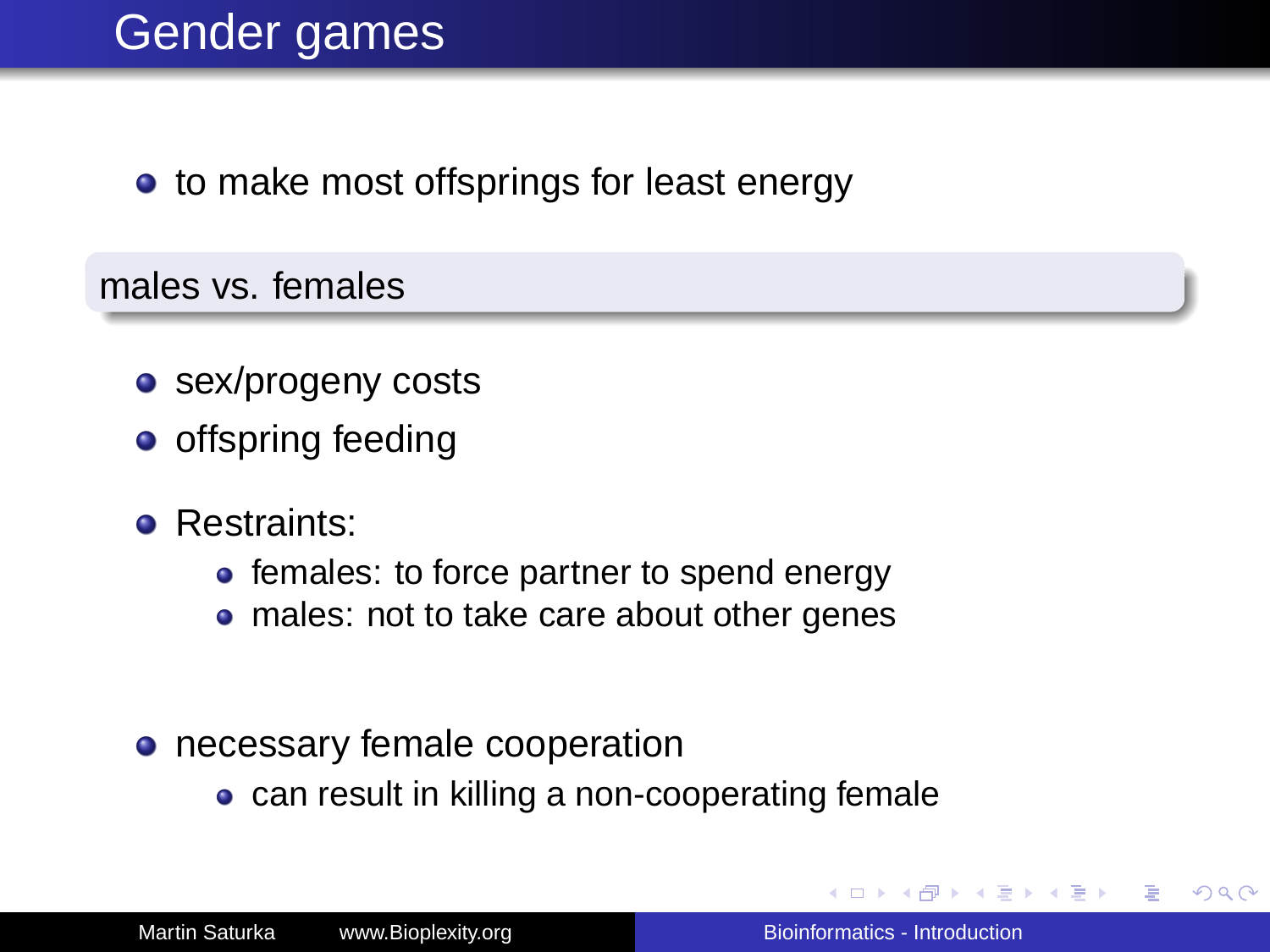# Gender games

- to make most offsprings for least energy

## males vs. females

- sex/progeny costs
- offspring feeding
- Restraints:
  - females: to force partner to spend energy
  - males: not to take care about other genes
- necessary female cooperation
  - can result in killing a non-cooperating female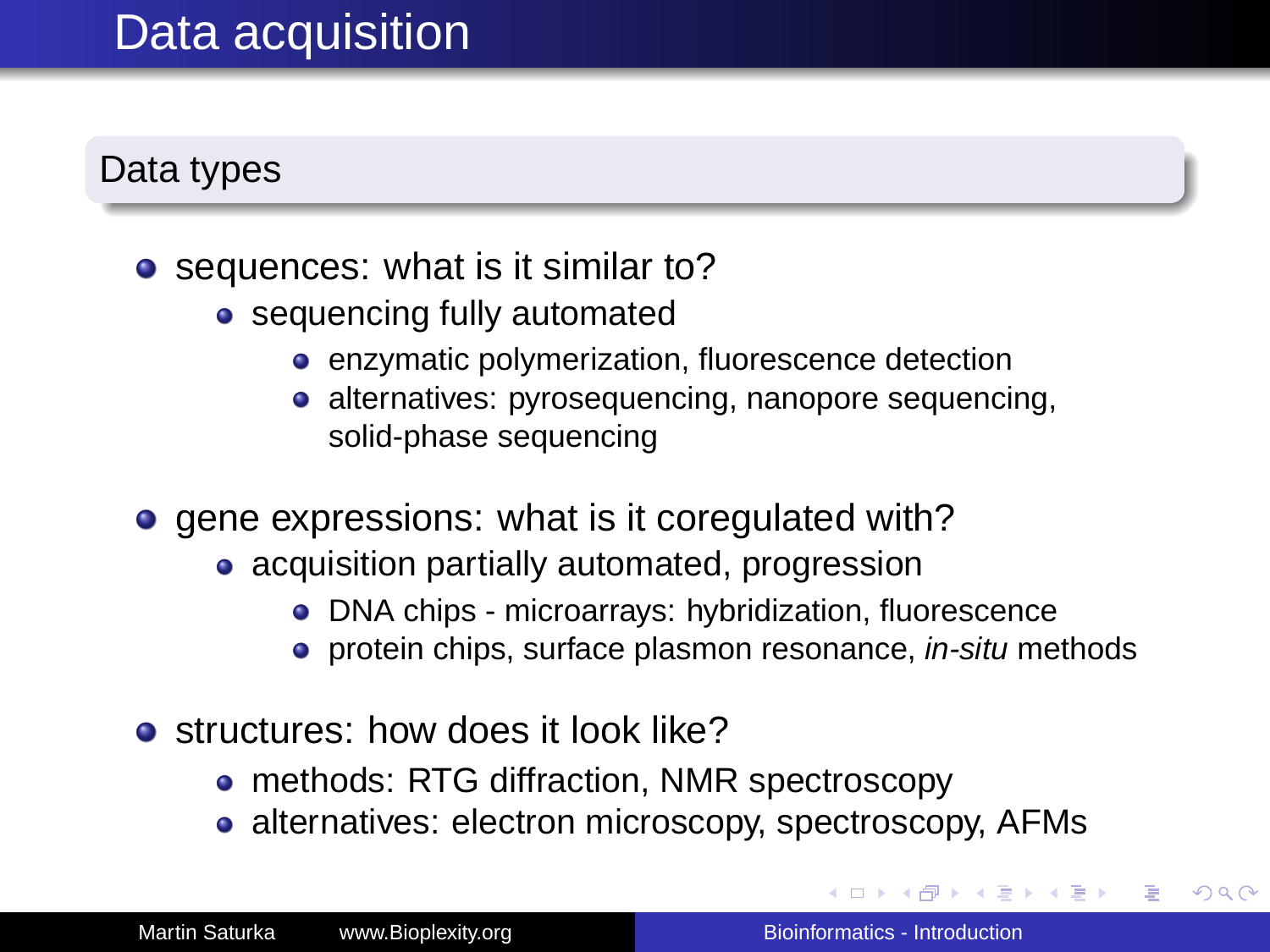# Data acquisition

## Data types

- sequences: what is it similar to?
  - sequencing fully automated
    - enzymatic polymerization, fluorescence detection
    - alternatives: pyrosequencing, nanopore sequencing, solid-phase sequencing
- gene expressions: what is it coregulated with?
  - acquisition partially automated, progression
    - DNA chips - microarrays: hybridization, fluorescence
    - protein chips, surface plasmon resonance, *in-situ* methods
- structures: how does it look like?
  - methods: RTG diffraction, NMR spectroscopy
  - alternatives: electron microscopy, spectroscopy, AFMs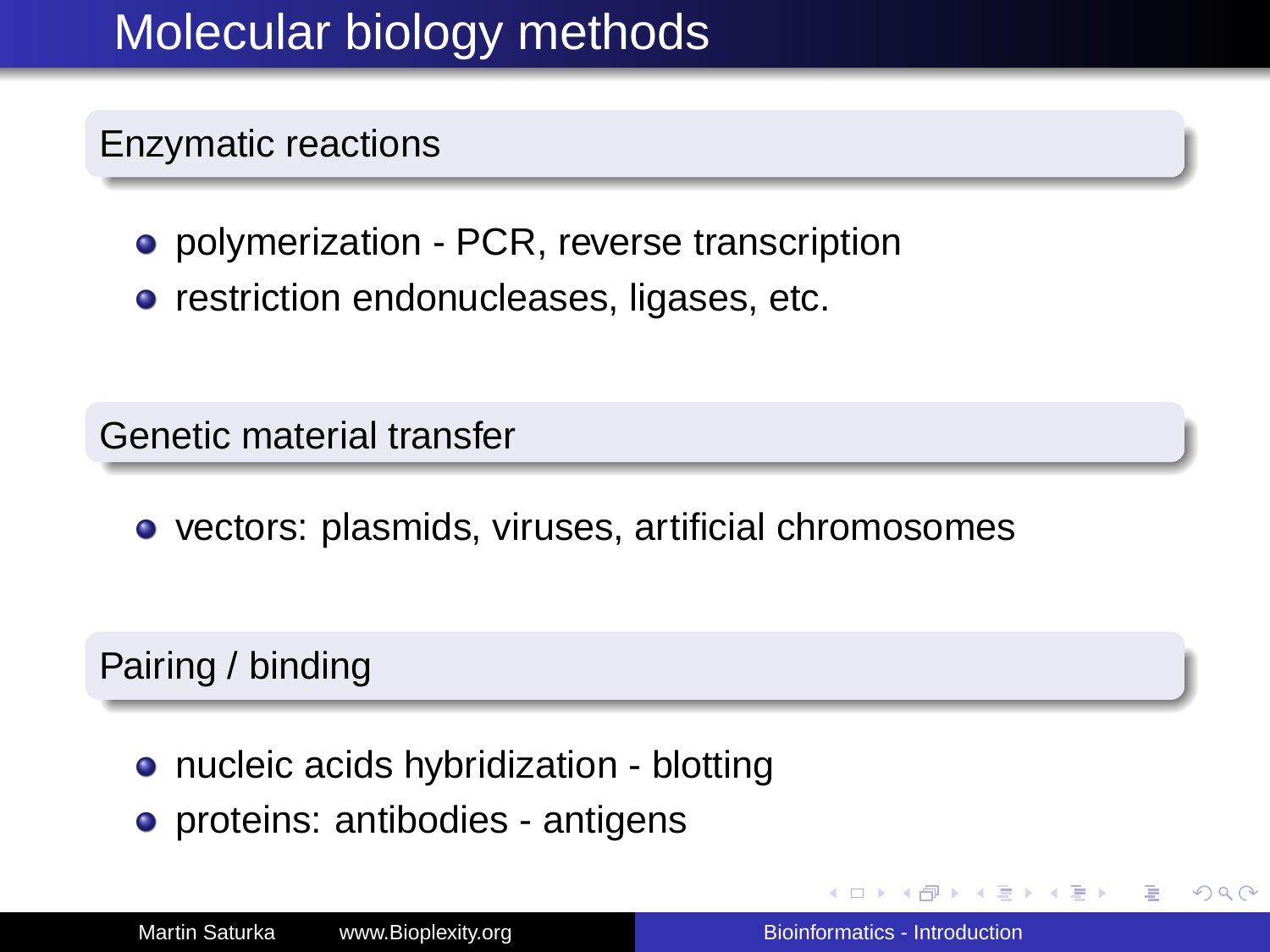# Molecular biology methods

## Enzymatic reactions

- polymerization - PCR, reverse transcription
- restriction endonucleases, ligases, etc.

## Genetic material transfer

- vectors: plasmids, viruses, artificial chromosomes

## Pairing / binding

- nucleic acids hybridization - blotting
- proteins: antibodies - antigens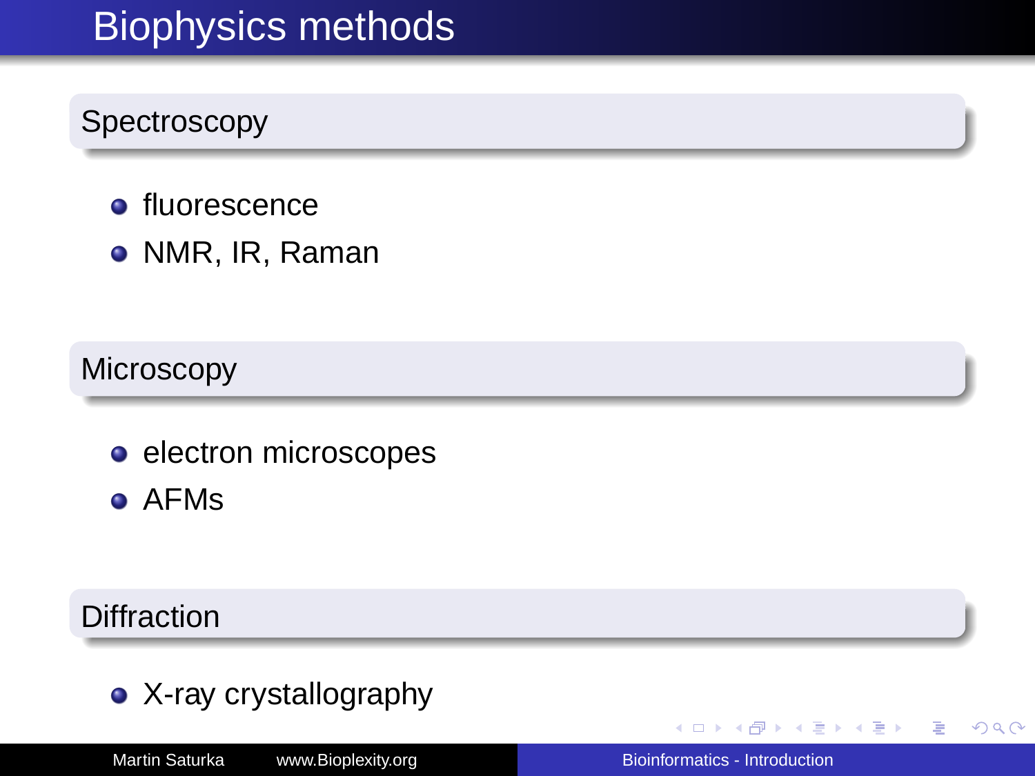# Biophysics methods

## Spectroscopy

- fluorescence
- NMR, IR, Raman

## Microscopy

- electron microscopes
- AFMs

## Diffraction

- X-ray crystallography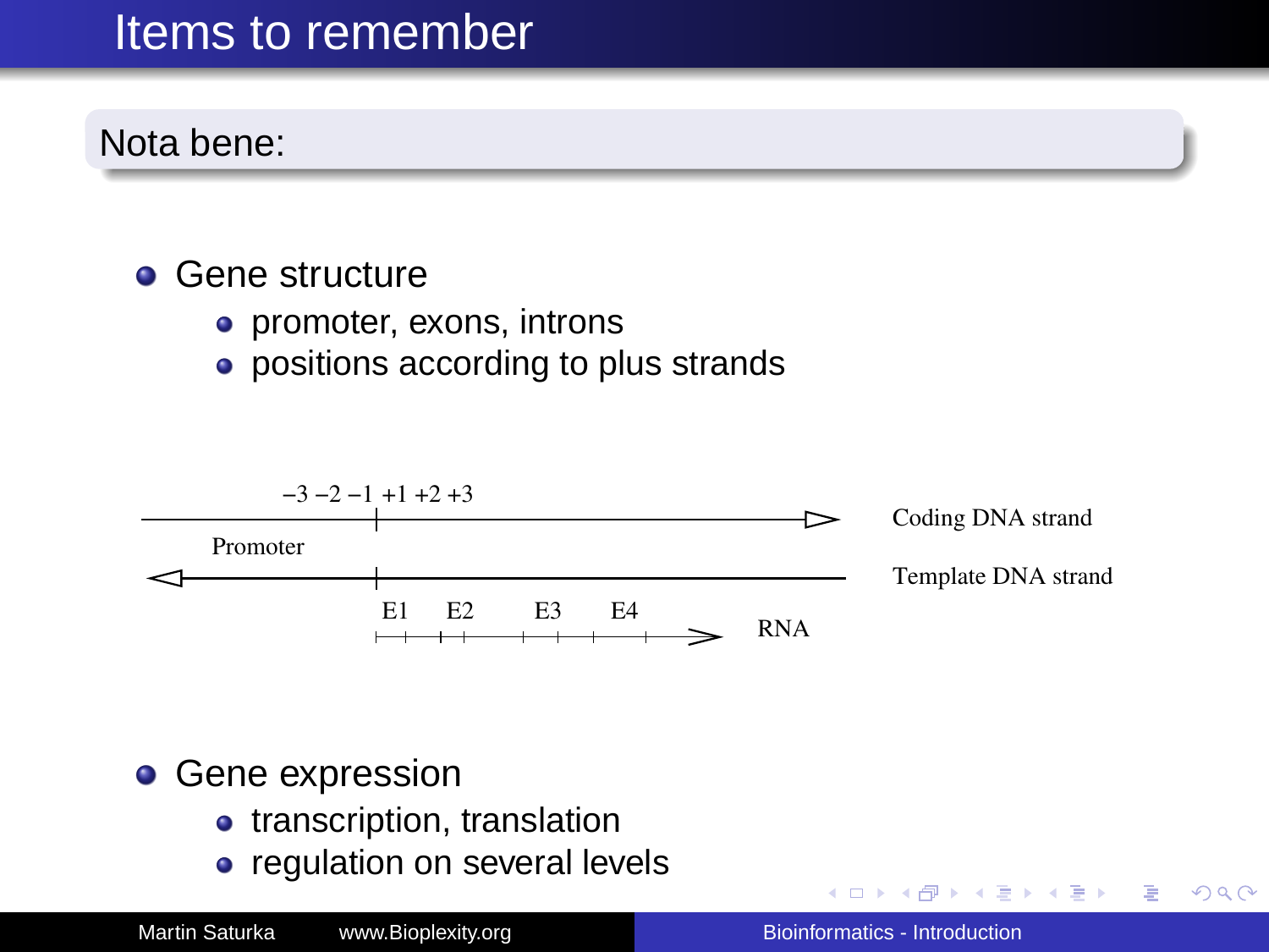# Items to remember

**Nota bene:**

- Gene structure
  - promoter, exons, introns
  - positions according to plus strands

−3 −2 −1 +1 +2 +3

Coding DNA strand

Promoter

Template DNA strand

E1 E2 E3 E4

RNA

- Gene expression
  - transcription, translation
  - regulation on several levels